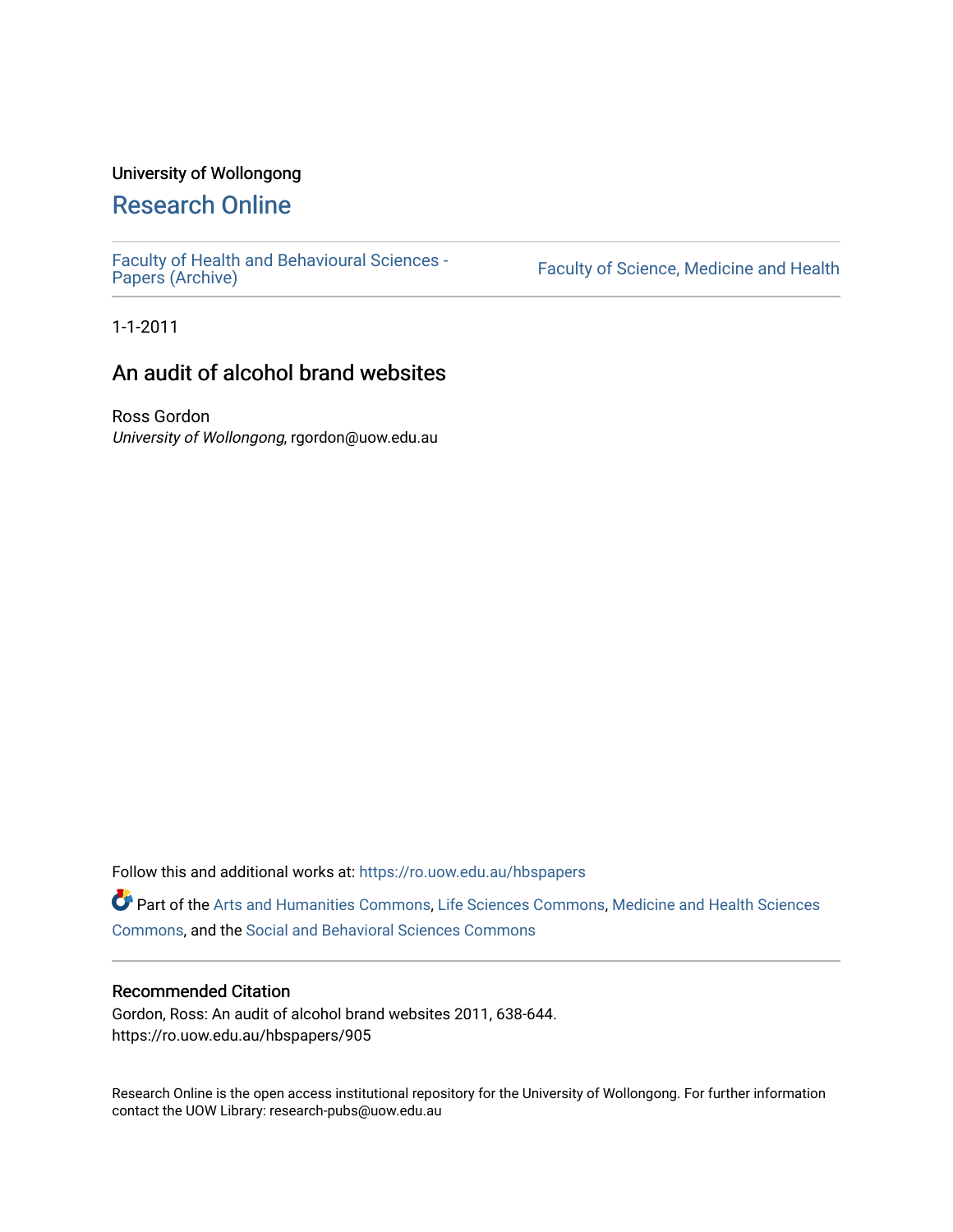University of Wollongong

# Research Online

Faculty of Health and Behavioural Sciences - Papers (Archive)

Faculty of Science, Medicine and Health

1-1-2011

## An audit of alcohol brand websites

Ross Gordon
*University of Wollongong*, rgordon@uow.edu.au

Follow this and additional works at: https://ro.uow.edu.au/hbspapers

Part of the Arts and Humanities Commons, Life Sciences Commons, Medicine and Health Sciences Commons, and the Social and Behavioral Sciences Commons

### Recommended Citation

Gordon, Ross: An audit of alcohol brand websites 2011, 638-644.
https://ro.uow.edu.au/hbspapers/905

Research Online is the open access institutional repository for the University of Wollongong. For further information contact the UOW Library: research-pubs@uow.edu.au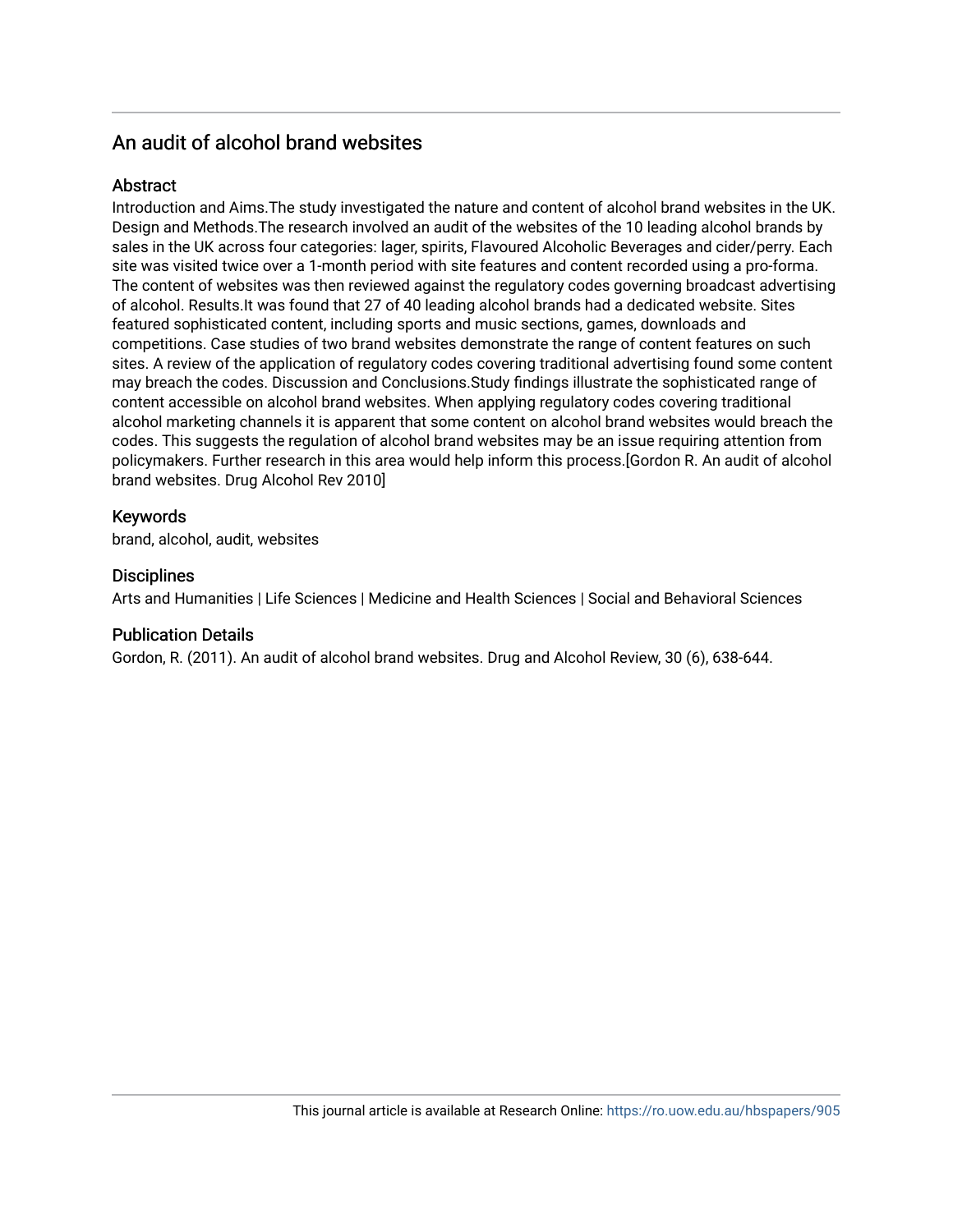## An audit of alcohol brand websites

### Abstract

Introduction and Aims.The study investigated the nature and content of alcohol brand websites in the UK. Design and Methods.The research involved an audit of the websites of the 10 leading alcohol brands by sales in the UK across four categories: lager, spirits, Flavoured Alcoholic Beverages and cider/perry. Each site was visited twice over a 1-month period with site features and content recorded using a pro-forma. The content of websites was then reviewed against the regulatory codes governing broadcast advertising of alcohol. Results.It was found that 27 of 40 leading alcohol brands had a dedicated website. Sites featured sophisticated content, including sports and music sections, games, downloads and competitions. Case studies of two brand websites demonstrate the range of content features on such sites. A review of the application of regulatory codes covering traditional advertising found some content may breach the codes. Discussion and Conclusions.Study findings illustrate the sophisticated range of content accessible on alcohol brand websites. When applying regulatory codes covering traditional alcohol marketing channels it is apparent that some content on alcohol brand websites would breach the codes. This suggests the regulation of alcohol brand websites may be an issue requiring attention from policymakers. Further research in this area would help inform this process.[Gordon R. An audit of alcohol brand websites. Drug Alcohol Rev 2010]

### Keywords

brand, alcohol, audit, websites

### Disciplines

Arts and Humanities | Life Sciences | Medicine and Health Sciences | Social and Behavioral Sciences

### Publication Details

Gordon, R. (2011). An audit of alcohol brand websites. Drug and Alcohol Review, 30 (6), 638-644.

This journal article is available at Research Online: https://ro.uow.edu.au/hbspapers/905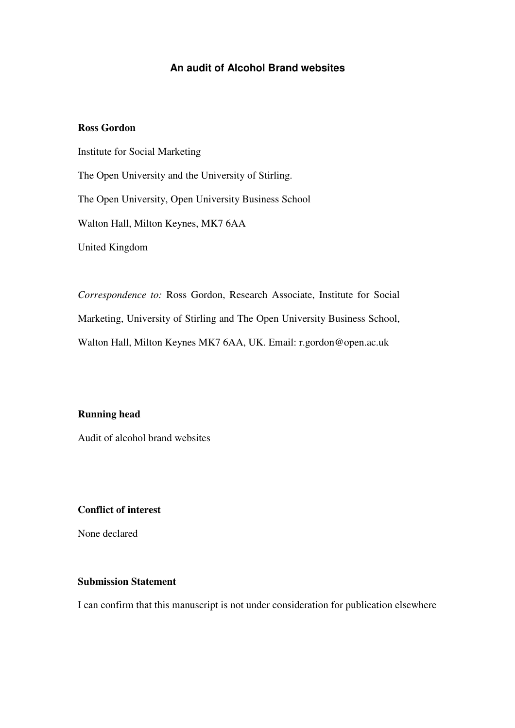# An audit of Alcohol Brand websites

**Ross Gordon**

Institute for Social Marketing

The Open University and the University of Stirling.

The Open University, Open University Business School

Walton Hall, Milton Keynes, MK7 6AA

United Kingdom

*Correspondence to:* Ross Gordon, Research Associate, Institute for Social Marketing, University of Stirling and The Open University Business School, Walton Hall, Milton Keynes MK7 6AA, UK. Email: r.gordon@open.ac.uk

**Running head**

Audit of alcohol brand websites

**Conflict of interest**

None declared

**Submission Statement**

I can confirm that this manuscript is not under consideration for publication elsewhere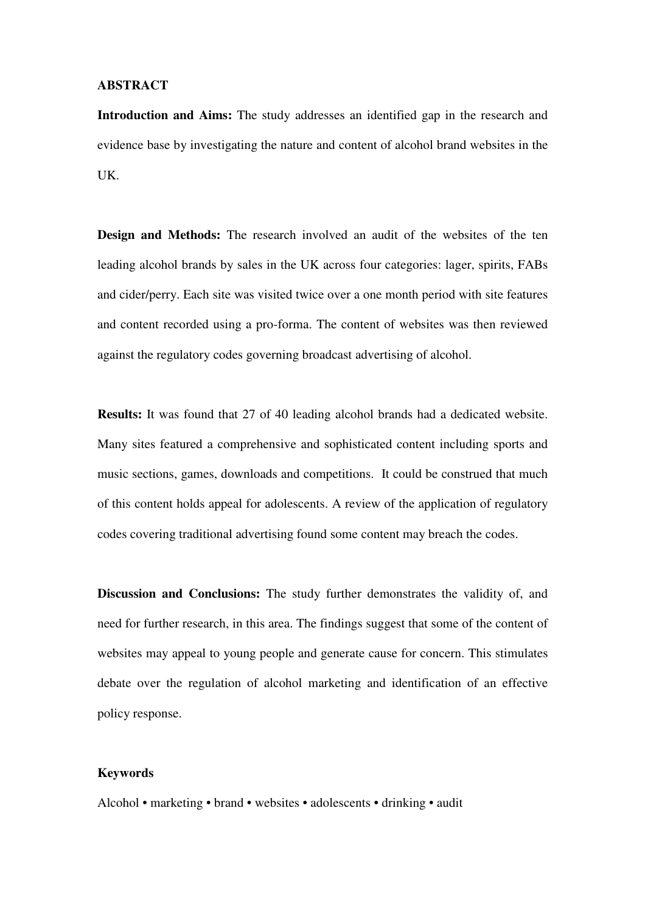## ABSTRACT

**Introduction and Aims:** The study addresses an identified gap in the research and evidence base by investigating the nature and content of alcohol brand websites in the UK.

**Design and Methods:** The research involved an audit of the websites of the ten leading alcohol brands by sales in the UK across four categories: lager, spirits, FABs and cider/perry. Each site was visited twice over a one month period with site features and content recorded using a pro-forma. The content of websites was then reviewed against the regulatory codes governing broadcast advertising of alcohol.

**Results:** It was found that 27 of 40 leading alcohol brands had a dedicated website. Many sites featured a comprehensive and sophisticated content including sports and music sections, games, downloads and competitions. It could be construed that much of this content holds appeal for adolescents. A review of the application of regulatory codes covering traditional advertising found some content may breach the codes.

**Discussion and Conclusions:** The study further demonstrates the validity of, and need for further research, in this area. The findings suggest that some of the content of websites may appeal to young people and generate cause for concern. This stimulates debate over the regulation of alcohol marketing and identification of an effective policy response.

**Keywords**

Alcohol • marketing • brand • websites • adolescents • drinking • audit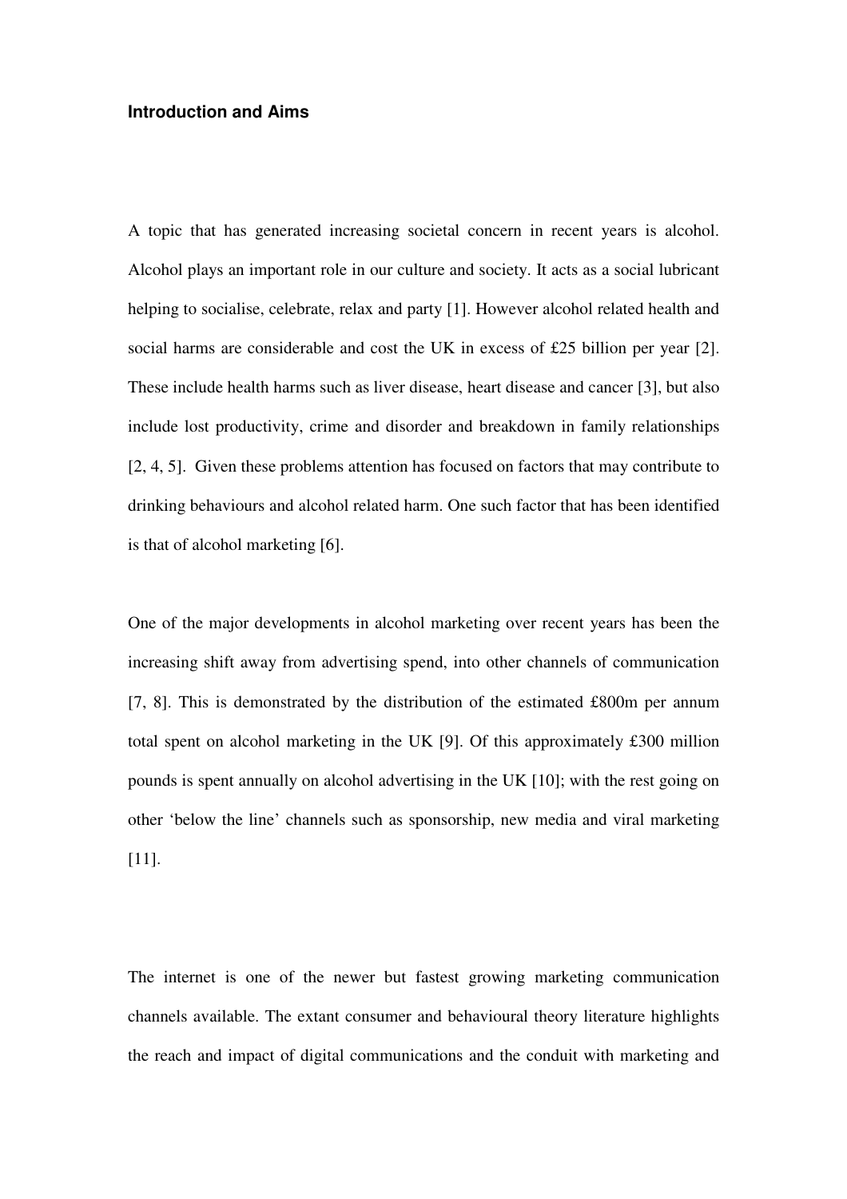## Introduction and Aims

A topic that has generated increasing societal concern in recent years is alcohol. Alcohol plays an important role in our culture and society. It acts as a social lubricant helping to socialise, celebrate, relax and party [1]. However alcohol related health and social harms are considerable and cost the UK in excess of £25 billion per year [2]. These include health harms such as liver disease, heart disease and cancer [3], but also include lost productivity, crime and disorder and breakdown in family relationships [2, 4, 5]. Given these problems attention has focused on factors that may contribute to drinking behaviours and alcohol related harm. One such factor that has been identified is that of alcohol marketing [6].

One of the major developments in alcohol marketing over recent years has been the increasing shift away from advertising spend, into other channels of communication [7, 8]. This is demonstrated by the distribution of the estimated £800m per annum total spent on alcohol marketing in the UK [9]. Of this approximately £300 million pounds is spent annually on alcohol advertising in the UK [10]; with the rest going on other 'below the line' channels such as sponsorship, new media and viral marketing [11].

The internet is one of the newer but fastest growing marketing communication channels available. The extant consumer and behavioural theory literature highlights the reach and impact of digital communications and the conduit with marketing and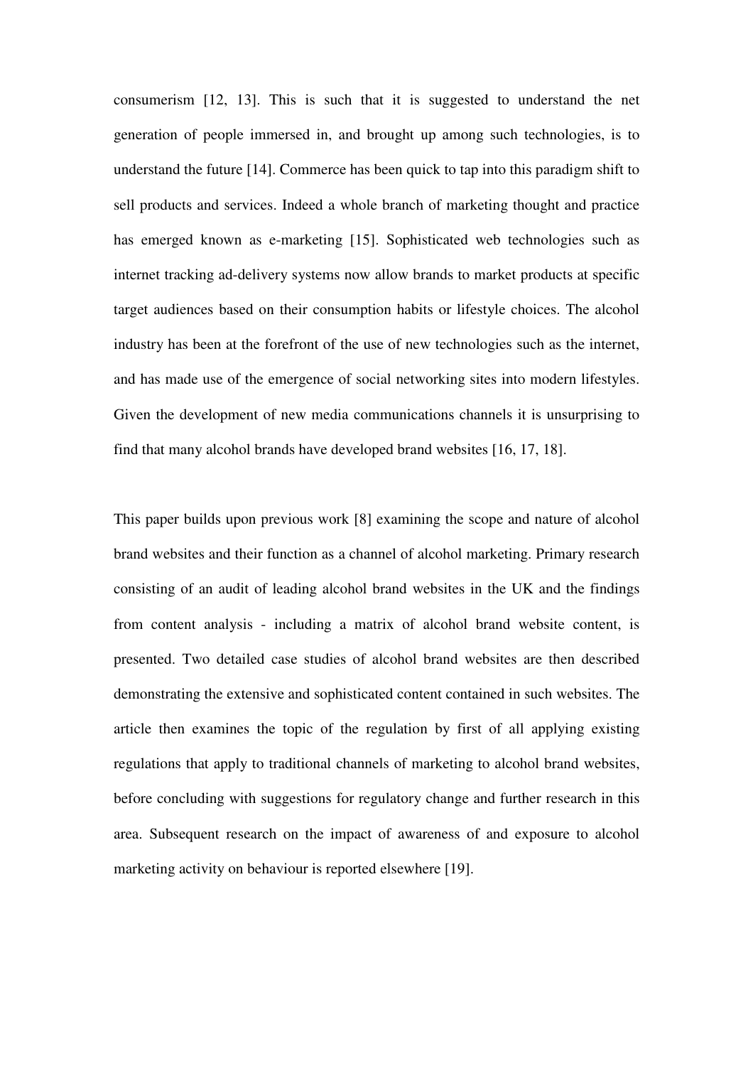consumerism [12, 13]. This is such that it is suggested to understand the net generation of people immersed in, and brought up among such technologies, is to understand the future [14]. Commerce has been quick to tap into this paradigm shift to sell products and services. Indeed a whole branch of marketing thought and practice has emerged known as e-marketing [15]. Sophisticated web technologies such as internet tracking ad-delivery systems now allow brands to market products at specific target audiences based on their consumption habits or lifestyle choices. The alcohol industry has been at the forefront of the use of new technologies such as the internet, and has made use of the emergence of social networking sites into modern lifestyles. Given the development of new media communications channels it is unsurprising to find that many alcohol brands have developed brand websites [16, 17, 18].

This paper builds upon previous work [8] examining the scope and nature of alcohol brand websites and their function as a channel of alcohol marketing. Primary research consisting of an audit of leading alcohol brand websites in the UK and the findings from content analysis - including a matrix of alcohol brand website content, is presented. Two detailed case studies of alcohol brand websites are then described demonstrating the extensive and sophisticated content contained in such websites. The article then examines the topic of the regulation by first of all applying existing regulations that apply to traditional channels of marketing to alcohol brand websites, before concluding with suggestions for regulatory change and further research in this area. Subsequent research on the impact of awareness of and exposure to alcohol marketing activity on behaviour is reported elsewhere [19].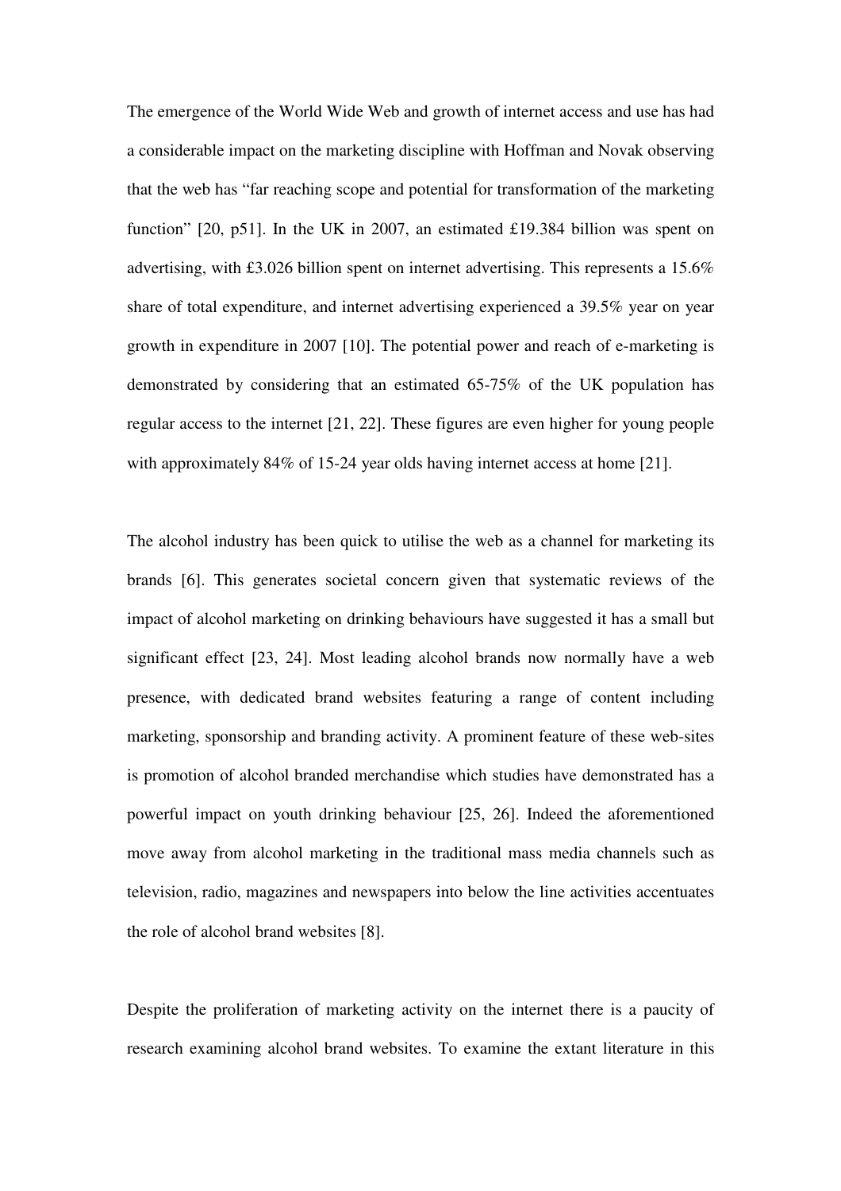The emergence of the World Wide Web and growth of internet access and use has had a considerable impact on the marketing discipline with Hoffman and Novak observing that the web has "far reaching scope and potential for transformation of the marketing function" [20, p51]. In the UK in 2007, an estimated £19.384 billion was spent on advertising, with £3.026 billion spent on internet advertising. This represents a 15.6% share of total expenditure, and internet advertising experienced a 39.5% year on year growth in expenditure in 2007 [10]. The potential power and reach of e-marketing is demonstrated by considering that an estimated 65-75% of the UK population has regular access to the internet [21, 22]. These figures are even higher for young people with approximately 84% of 15-24 year olds having internet access at home [21].

The alcohol industry has been quick to utilise the web as a channel for marketing its brands [6]. This generates societal concern given that systematic reviews of the impact of alcohol marketing on drinking behaviours have suggested it has a small but significant effect [23, 24]. Most leading alcohol brands now normally have a web presence, with dedicated brand websites featuring a range of content including marketing, sponsorship and branding activity. A prominent feature of these web-sites is promotion of alcohol branded merchandise which studies have demonstrated has a powerful impact on youth drinking behaviour [25, 26]. Indeed the aforementioned move away from alcohol marketing in the traditional mass media channels such as television, radio, magazines and newspapers into below the line activities accentuates the role of alcohol brand websites [8].

Despite the proliferation of marketing activity on the internet there is a paucity of research examining alcohol brand websites. To examine the extant literature in this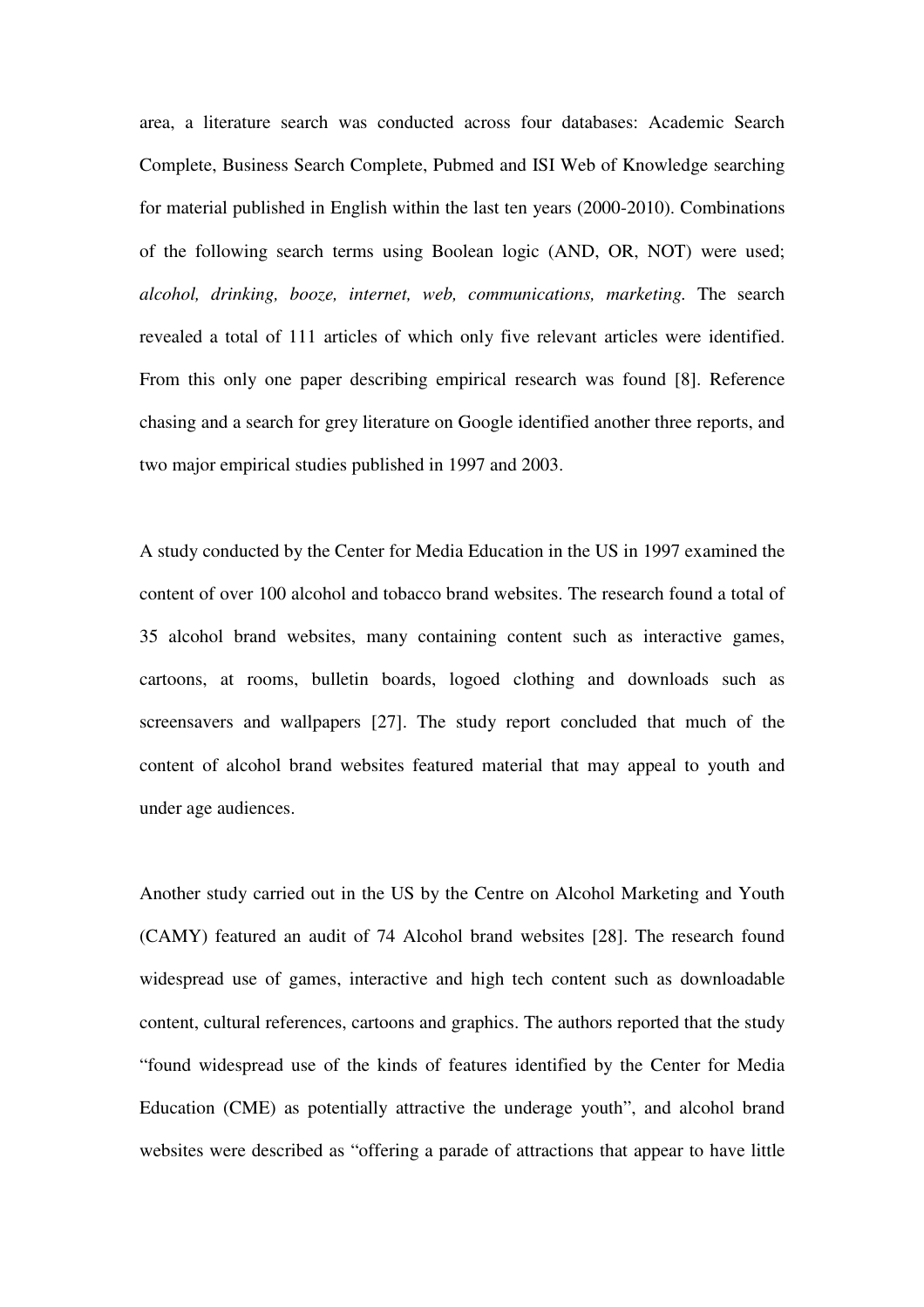area, a literature search was conducted across four databases: Academic Search Complete, Business Search Complete, Pubmed and ISI Web of Knowledge searching for material published in English within the last ten years (2000-2010). Combinations of the following search terms using Boolean logic (AND, OR, NOT) were used; *alcohol, drinking, booze, internet, web, communications, marketing.* The search revealed a total of 111 articles of which only five relevant articles were identified. From this only one paper describing empirical research was found [8]. Reference chasing and a search for grey literature on Google identified another three reports, and two major empirical studies published in 1997 and 2003.

A study conducted by the Center for Media Education in the US in 1997 examined the content of over 100 alcohol and tobacco brand websites. The research found a total of 35 alcohol brand websites, many containing content such as interactive games, cartoons, at rooms, bulletin boards, logoed clothing and downloads such as screensavers and wallpapers [27]. The study report concluded that much of the content of alcohol brand websites featured material that may appeal to youth and under age audiences.

Another study carried out in the US by the Centre on Alcohol Marketing and Youth (CAMY) featured an audit of 74 Alcohol brand websites [28]. The research found widespread use of games, interactive and high tech content such as downloadable content, cultural references, cartoons and graphics. The authors reported that the study "found widespread use of the kinds of features identified by the Center for Media Education (CME) as potentially attractive the underage youth", and alcohol brand websites were described as "offering a parade of attractions that appear to have little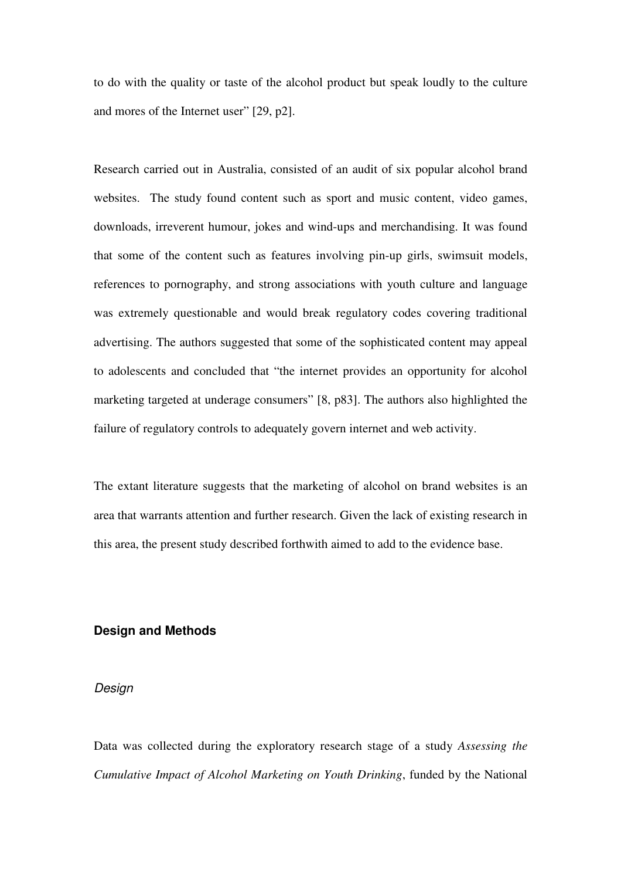to do with the quality or taste of the alcohol product but speak loudly to the culture and mores of the Internet user" [29, p2].

Research carried out in Australia, consisted of an audit of six popular alcohol brand websites. The study found content such as sport and music content, video games, downloads, irreverent humour, jokes and wind-ups and merchandising. It was found that some of the content such as features involving pin-up girls, swimsuit models, references to pornography, and strong associations with youth culture and language was extremely questionable and would break regulatory codes covering traditional advertising. The authors suggested that some of the sophisticated content may appeal to adolescents and concluded that "the internet provides an opportunity for alcohol marketing targeted at underage consumers" [8, p83]. The authors also highlighted the failure of regulatory controls to adequately govern internet and web activity.

The extant literature suggests that the marketing of alcohol on brand websites is an area that warrants attention and further research. Given the lack of existing research in this area, the present study described forthwith aimed to add to the evidence base.

## Design and Methods

### *Design*

Data was collected during the exploratory research stage of a study *Assessing the Cumulative Impact of Alcohol Marketing on Youth Drinking*, funded by the National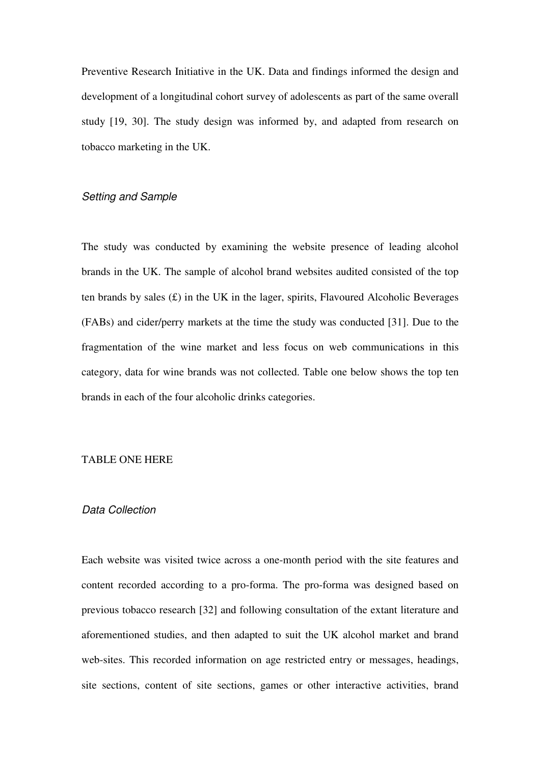Preventive Research Initiative in the UK. Data and findings informed the design and development of a longitudinal cohort survey of adolescents as part of the same overall study [19, 30]. The study design was informed by, and adapted from research on tobacco marketing in the UK.

### *Setting and Sample*

The study was conducted by examining the website presence of leading alcohol brands in the UK. The sample of alcohol brand websites audited consisted of the top ten brands by sales (£) in the UK in the lager, spirits, Flavoured Alcoholic Beverages (FABs) and cider/perry markets at the time the study was conducted [31]. Due to the fragmentation of the wine market and less focus on web communications in this category, data for wine brands was not collected. Table one below shows the top ten brands in each of the four alcoholic drinks categories.

TABLE ONE HERE

### *Data Collection*

Each website was visited twice across a one-month period with the site features and content recorded according to a pro-forma. The pro-forma was designed based on previous tobacco research [32] and following consultation of the extant literature and aforementioned studies, and then adapted to suit the UK alcohol market and brand web-sites. This recorded information on age restricted entry or messages, headings, site sections, content of site sections, games or other interactive activities, brand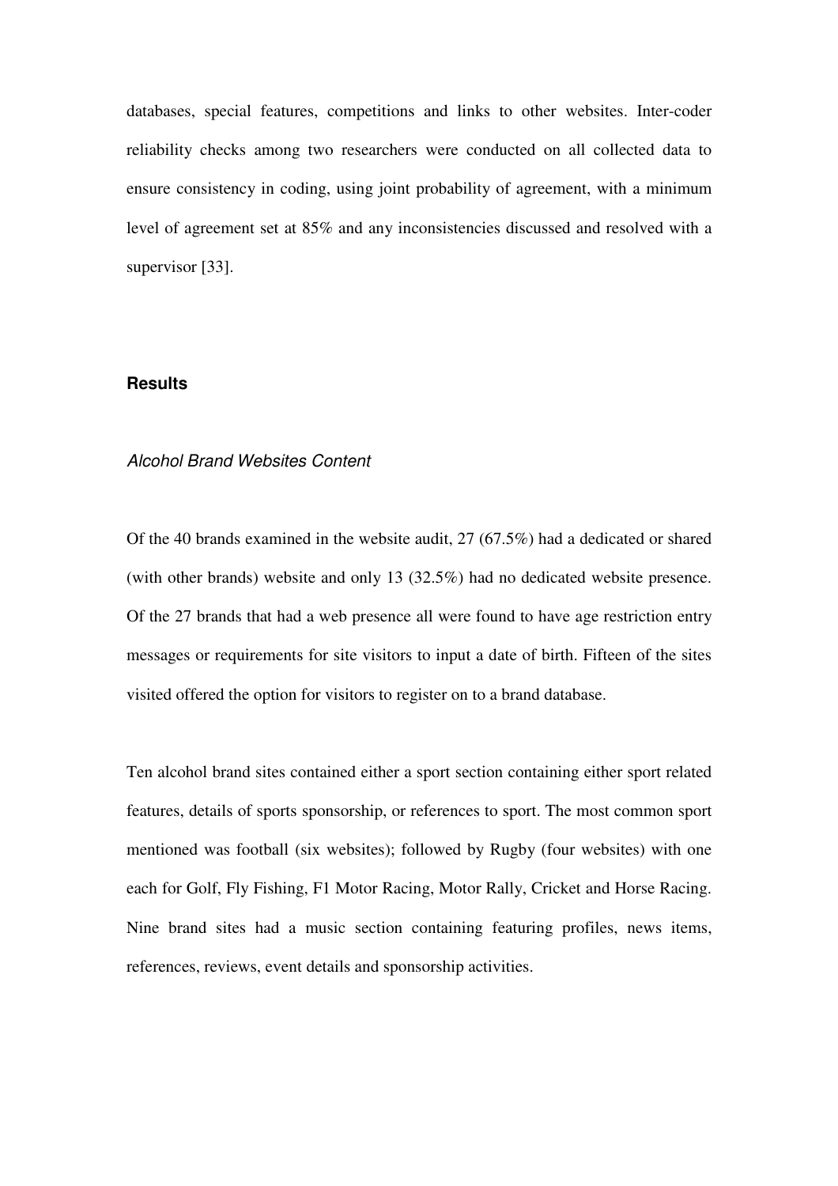databases, special features, competitions and links to other websites. Inter-coder reliability checks among two researchers were conducted on all collected data to ensure consistency in coding, using joint probability of agreement, with a minimum level of agreement set at 85% and any inconsistencies discussed and resolved with a supervisor [33].

## Results

### *Alcohol Brand Websites Content*

Of the 40 brands examined in the website audit, 27 (67.5%) had a dedicated or shared (with other brands) website and only 13 (32.5%) had no dedicated website presence. Of the 27 brands that had a web presence all were found to have age restriction entry messages or requirements for site visitors to input a date of birth. Fifteen of the sites visited offered the option for visitors to register on to a brand database.

Ten alcohol brand sites contained either a sport section containing either sport related features, details of sports sponsorship, or references to sport. The most common sport mentioned was football (six websites); followed by Rugby (four websites) with one each for Golf, Fly Fishing, F1 Motor Racing, Motor Rally, Cricket and Horse Racing. Nine brand sites had a music section containing featuring profiles, news items, references, reviews, event details and sponsorship activities.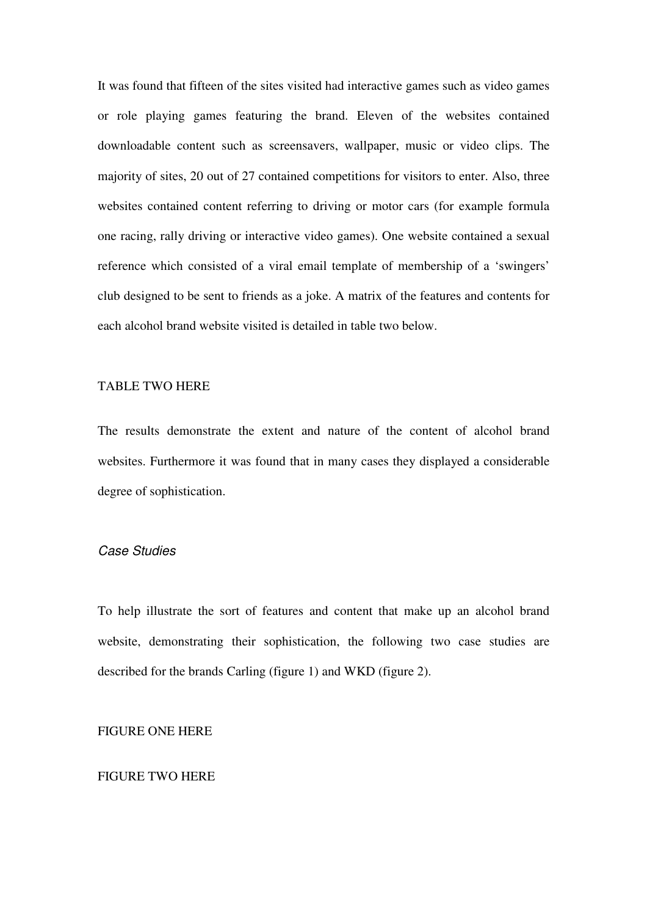It was found that fifteen of the sites visited had interactive games such as video games or role playing games featuring the brand. Eleven of the websites contained downloadable content such as screensavers, wallpaper, music or video clips. The majority of sites, 20 out of 27 contained competitions for visitors to enter. Also, three websites contained content referring to driving or motor cars (for example formula one racing, rally driving or interactive video games). One website contained a sexual reference which consisted of a viral email template of membership of a 'swingers' club designed to be sent to friends as a joke. A matrix of the features and contents for each alcohol brand website visited is detailed in table two below.

TABLE TWO HERE

The results demonstrate the extent and nature of the content of alcohol brand websites. Furthermore it was found that in many cases they displayed a considerable degree of sophistication.

### *Case Studies*

To help illustrate the sort of features and content that make up an alcohol brand website, demonstrating their sophistication, the following two case studies are described for the brands Carling (figure 1) and WKD (figure 2).

FIGURE ONE HERE

FIGURE TWO HERE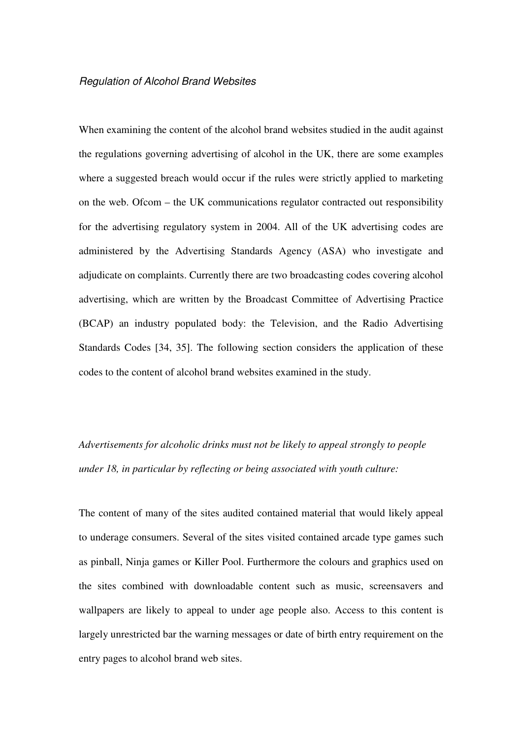### *Regulation of Alcohol Brand Websites*

When examining the content of the alcohol brand websites studied in the audit against the regulations governing advertising of alcohol in the UK, there are some examples where a suggested breach would occur if the rules were strictly applied to marketing on the web. Ofcom – the UK communications regulator contracted out responsibility for the advertising regulatory system in 2004. All of the UK advertising codes are administered by the Advertising Standards Agency (ASA) who investigate and adjudicate on complaints. Currently there are two broadcasting codes covering alcohol advertising, which are written by the Broadcast Committee of Advertising Practice (BCAP) an industry populated body: the Television, and the Radio Advertising Standards Codes [34, 35]. The following section considers the application of these codes to the content of alcohol brand websites examined in the study.

*Advertisements for alcoholic drinks must not be likely to appeal strongly to people under 18, in particular by reflecting or being associated with youth culture:*

The content of many of the sites audited contained material that would likely appeal to underage consumers. Several of the sites visited contained arcade type games such as pinball, Ninja games or Killer Pool. Furthermore the colours and graphics used on the sites combined with downloadable content such as music, screensavers and wallpapers are likely to appeal to under age people also. Access to this content is largely unrestricted bar the warning messages or date of birth entry requirement on the entry pages to alcohol brand web sites.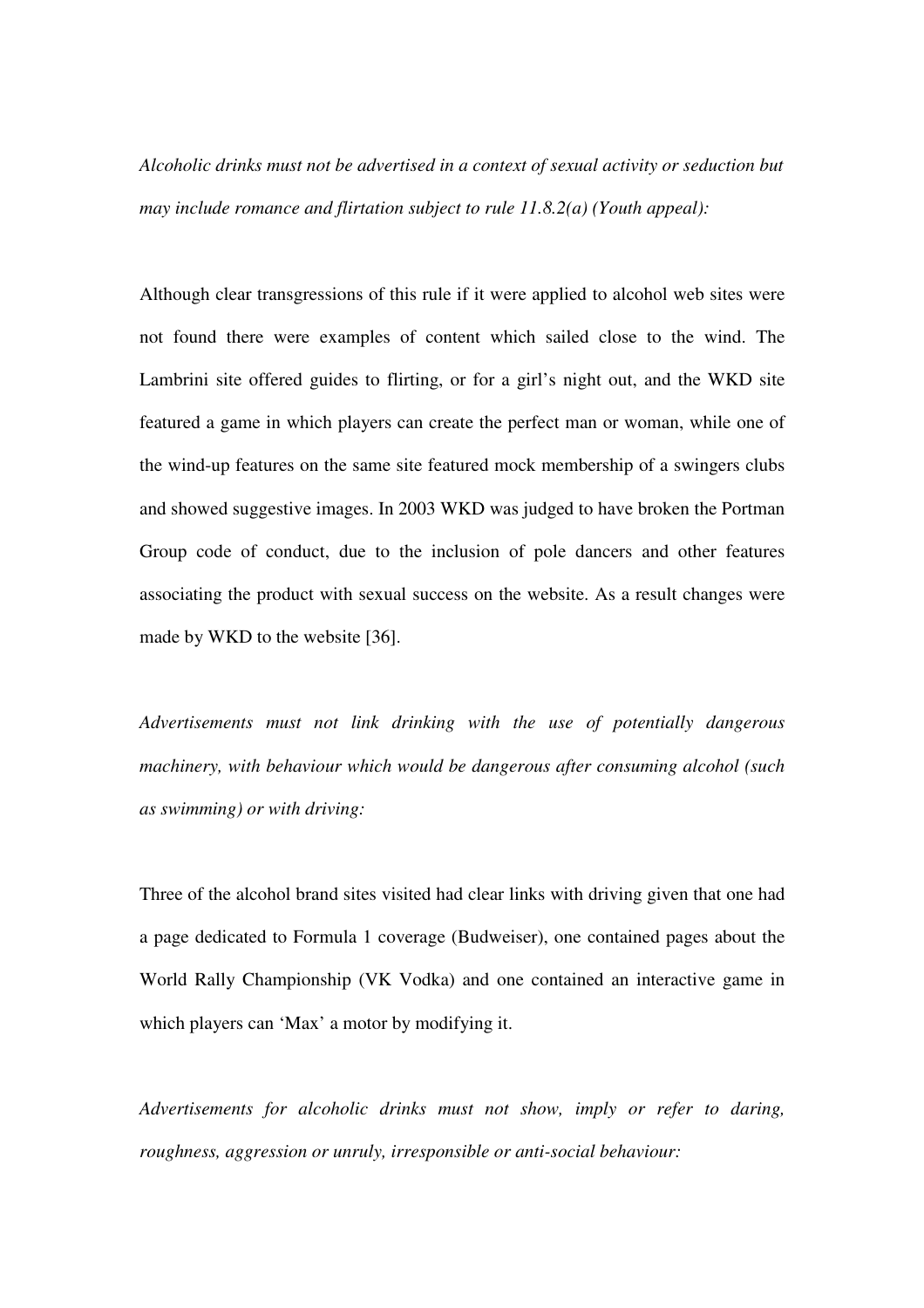*Alcoholic drinks must not be advertised in a context of sexual activity or seduction but may include romance and flirtation subject to rule 11.8.2(a) (Youth appeal):*

Although clear transgressions of this rule if it were applied to alcohol web sites were not found there were examples of content which sailed close to the wind. The Lambrini site offered guides to flirting, or for a girl's night out, and the WKD site featured a game in which players can create the perfect man or woman, while one of the wind-up features on the same site featured mock membership of a swingers clubs and showed suggestive images. In 2003 WKD was judged to have broken the Portman Group code of conduct, due to the inclusion of pole dancers and other features associating the product with sexual success on the website. As a result changes were made by WKD to the website [36].

*Advertisements must not link drinking with the use of potentially dangerous machinery, with behaviour which would be dangerous after consuming alcohol (such as swimming) or with driving:*

Three of the alcohol brand sites visited had clear links with driving given that one had a page dedicated to Formula 1 coverage (Budweiser), one contained pages about the World Rally Championship (VK Vodka) and one contained an interactive game in which players can 'Max' a motor by modifying it.

*Advertisements for alcoholic drinks must not show, imply or refer to daring, roughness, aggression or unruly, irresponsible or anti-social behaviour:*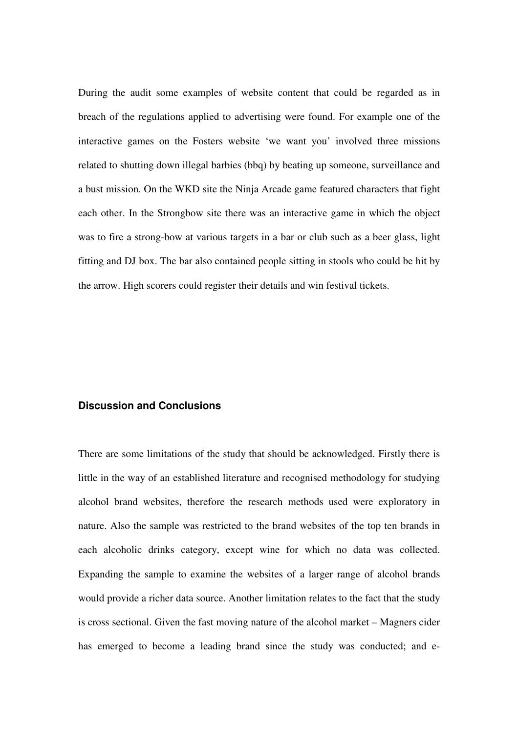During the audit some examples of website content that could be regarded as in breach of the regulations applied to advertising were found. For example one of the interactive games on the Fosters website 'we want you' involved three missions related to shutting down illegal barbies (bbq) by beating up someone, surveillance and a bust mission. On the WKD site the Ninja Arcade game featured characters that fight each other. In the Strongbow site there was an interactive game in which the object was to fire a strong-bow at various targets in a bar or club such as a beer glass, light fitting and DJ box. The bar also contained people sitting in stools who could be hit by the arrow. High scorers could register their details and win festival tickets.

## Discussion and Conclusions

There are some limitations of the study that should be acknowledged. Firstly there is little in the way of an established literature and recognised methodology for studying alcohol brand websites, therefore the research methods used were exploratory in nature. Also the sample was restricted to the brand websites of the top ten brands in each alcoholic drinks category, except wine for which no data was collected. Expanding the sample to examine the websites of a larger range of alcohol brands would provide a richer data source. Another limitation relates to the fact that the study is cross sectional. Given the fast moving nature of the alcohol market – Magners cider has emerged to become a leading brand since the study was conducted; and e-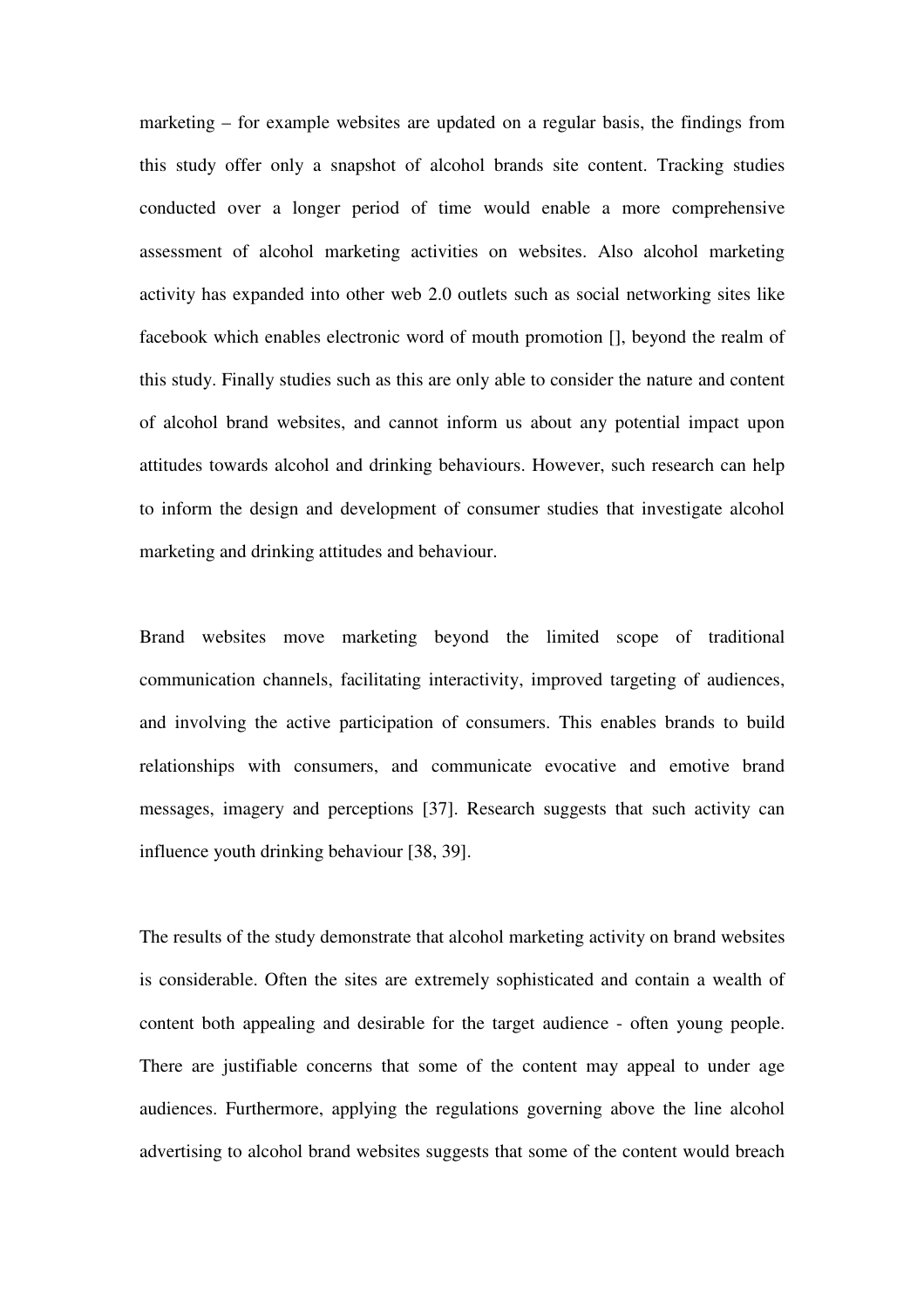marketing – for example websites are updated on a regular basis, the findings from this study offer only a snapshot of alcohol brands site content. Tracking studies conducted over a longer period of time would enable a more comprehensive assessment of alcohol marketing activities on websites. Also alcohol marketing activity has expanded into other web 2.0 outlets such as social networking sites like facebook which enables electronic word of mouth promotion [], beyond the realm of this study. Finally studies such as this are only able to consider the nature and content of alcohol brand websites, and cannot inform us about any potential impact upon attitudes towards alcohol and drinking behaviours. However, such research can help to inform the design and development of consumer studies that investigate alcohol marketing and drinking attitudes and behaviour.

Brand websites move marketing beyond the limited scope of traditional communication channels, facilitating interactivity, improved targeting of audiences, and involving the active participation of consumers. This enables brands to build relationships with consumers, and communicate evocative and emotive brand messages, imagery and perceptions [37]. Research suggests that such activity can influence youth drinking behaviour [38, 39].

The results of the study demonstrate that alcohol marketing activity on brand websites is considerable. Often the sites are extremely sophisticated and contain a wealth of content both appealing and desirable for the target audience - often young people. There are justifiable concerns that some of the content may appeal to under age audiences. Furthermore, applying the regulations governing above the line alcohol advertising to alcohol brand websites suggests that some of the content would breach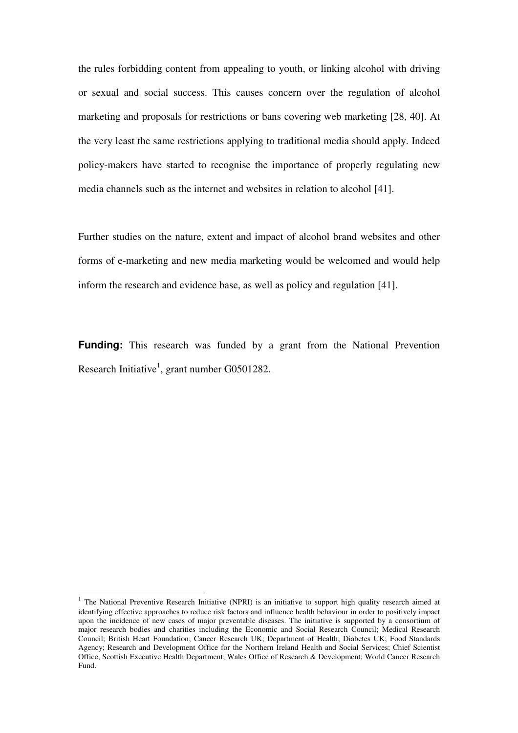the rules forbidding content from appealing to youth, or linking alcohol with driving or sexual and social success. This causes concern over the regulation of alcohol marketing and proposals for restrictions or bans covering web marketing [28, 40]. At the very least the same restrictions applying to traditional media should apply. Indeed policy-makers have started to recognise the importance of properly regulating new media channels such as the internet and websites in relation to alcohol [41].

Further studies on the nature, extent and impact of alcohol brand websites and other forms of e-marketing and new media marketing would be welcomed and would help inform the research and evidence base, as well as policy and regulation [41].

**Funding:** This research was funded by a grant from the National Prevention Research Initiative[1], grant number G0501282.

[1] The National Preventive Research Initiative (NPRI) is an initiative to support high quality research aimed at identifying effective approaches to reduce risk factors and influence health behaviour in order to positively impact upon the incidence of new cases of major preventable diseases. The initiative is supported by a consortium of major research bodies and charities including the Economic and Social Research Council; Medical Research Council; British Heart Foundation; Cancer Research UK; Department of Health; Diabetes UK; Food Standards Agency; Research and Development Office for the Northern Ireland Health and Social Services; Chief Scientist Office, Scottish Executive Health Department; Wales Office of Research & Development; World Cancer Research Fund.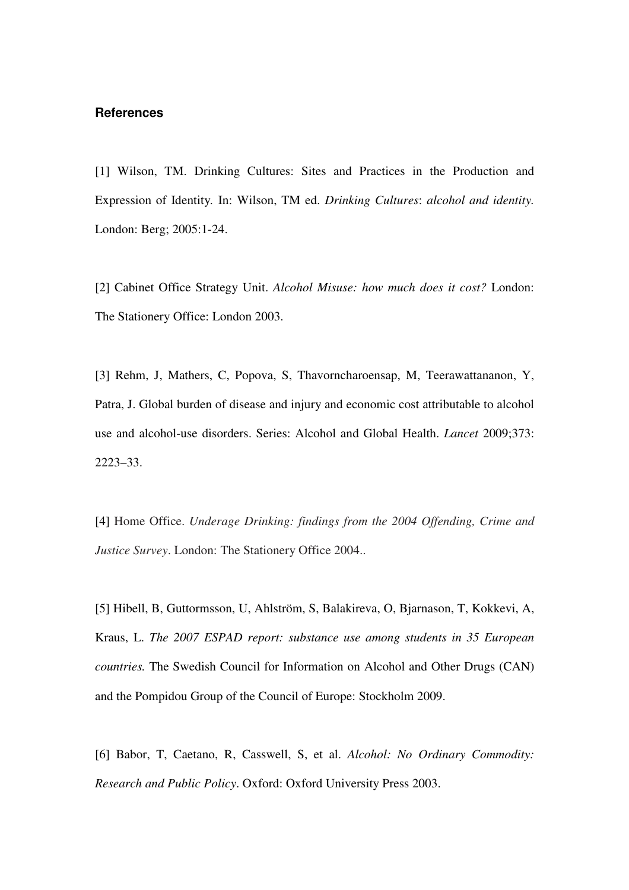**References**

[1] Wilson, TM. Drinking Cultures: Sites and Practices in the Production and Expression of Identity. In: Wilson, TM ed. *Drinking Cultures*: *alcohol and identity.* London: Berg; 2005:1-24.

[2] Cabinet Office Strategy Unit. *Alcohol Misuse: how much does it cost?* London: The Stationery Office: London 2003.

[3] Rehm, J, Mathers, C, Popova, S, Thavorncharoensap, M, Teerawattananon, Y, Patra, J. Global burden of disease and injury and economic cost attributable to alcohol use and alcohol-use disorders. Series: Alcohol and Global Health. *Lancet* 2009;373: 2223–33.

[4] Home Office. *Underage Drinking: findings from the 2004 Offending, Crime and Justice Survey*. London: The Stationery Office 2004..

[5] Hibell, B, Guttormsson, U, Ahlström, S, Balakireva, O, Bjarnason, T, Kokkevi, A, Kraus, L. *The 2007 ESPAD report: substance use among students in 35 European countries.* The Swedish Council for Information on Alcohol and Other Drugs (CAN) and the Pompidou Group of the Council of Europe: Stockholm 2009.

[6] Babor, T, Caetano, R, Casswell, S, et al. *Alcohol: No Ordinary Commodity: Research and Public Policy*. Oxford: Oxford University Press 2003.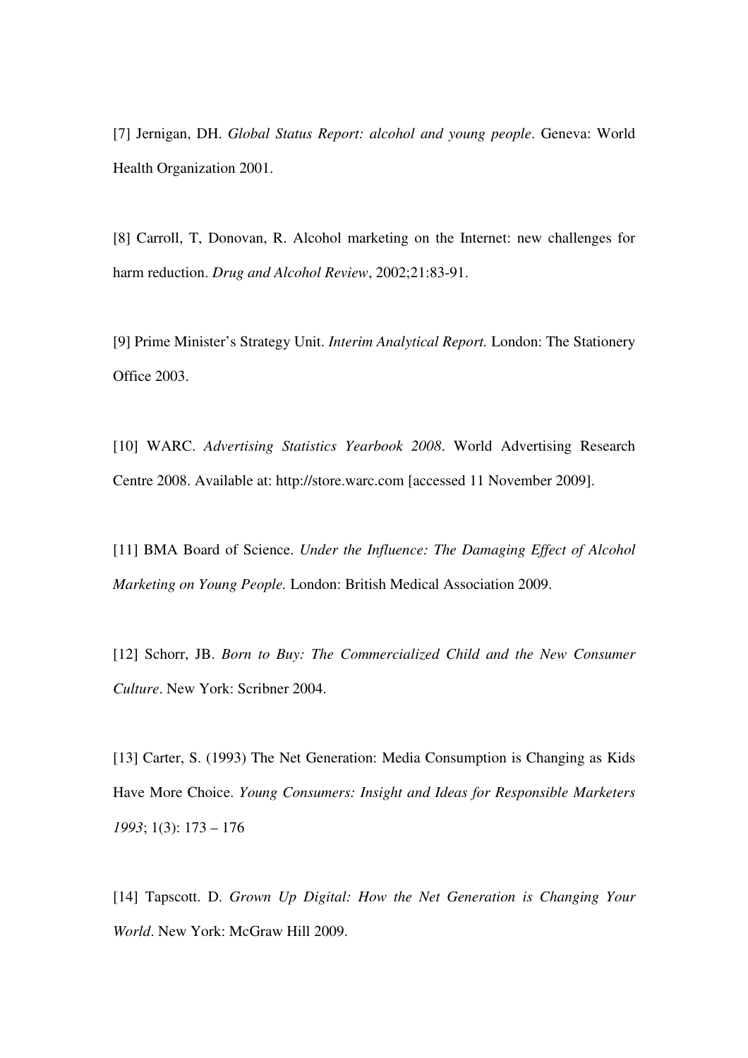[7] Jernigan, DH. *Global Status Report: alcohol and young people*. Geneva: World Health Organization 2001.

[8] Carroll, T, Donovan, R. Alcohol marketing on the Internet: new challenges for harm reduction. *Drug and Alcohol Review*, 2002;21:83-91.

[9] Prime Minister's Strategy Unit. *Interim Analytical Report.* London: The Stationery Office 2003.

[10] WARC. *Advertising Statistics Yearbook 2008*. World Advertising Research Centre 2008. Available at: http://store.warc.com [accessed 11 November 2009].

[11] BMA Board of Science. *Under the Influence: The Damaging Effect of Alcohol Marketing on Young People.* London: British Medical Association 2009.

[12] Schorr, JB. *Born to Buy: The Commercialized Child and the New Consumer Culture*. New York: Scribner 2004.

[13] Carter, S. (1993) The Net Generation: Media Consumption is Changing as Kids Have More Choice. *Young Consumers: Insight and Ideas for Responsible Marketers 1993*; 1(3): 173 – 176

[14] Tapscott. D. *Grown Up Digital: How the Net Generation is Changing Your World*. New York: McGraw Hill 2009.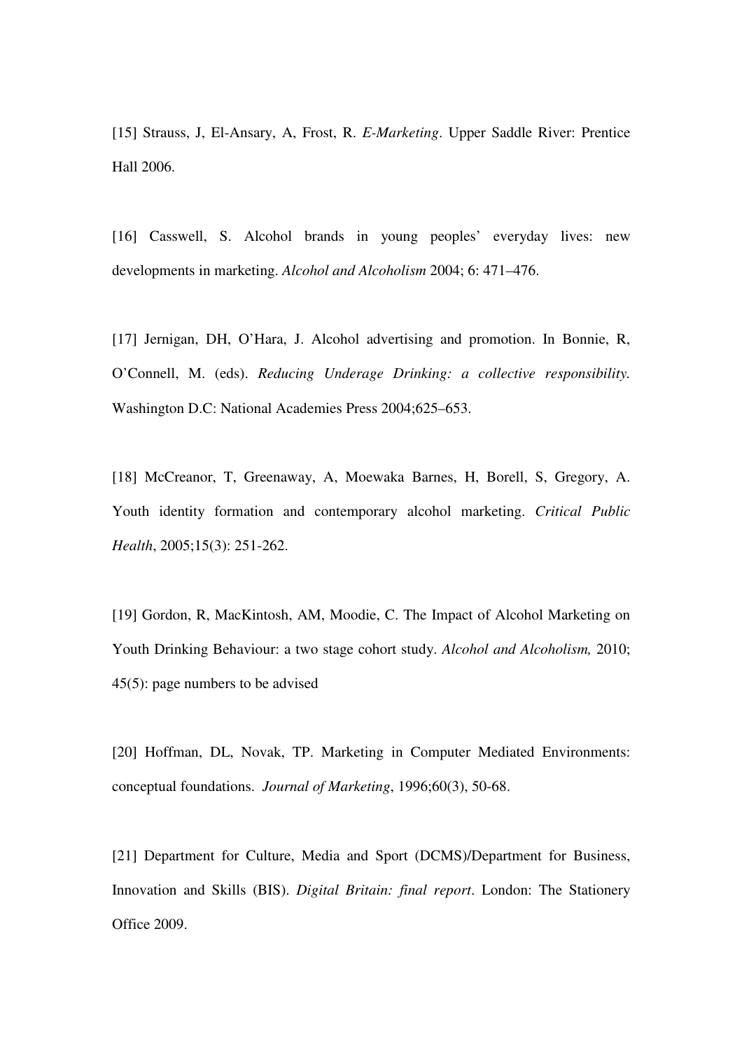[15] Strauss, J, El-Ansary, A, Frost, R. *E-Marketing*. Upper Saddle River: Prentice Hall 2006.

[16] Casswell, S. Alcohol brands in young peoples' everyday lives: new developments in marketing. *Alcohol and Alcoholism* 2004; 6: 471–476.

[17] Jernigan, DH, O'Hara, J. Alcohol advertising and promotion. In Bonnie, R, O'Connell, M. (eds). *Reducing Underage Drinking: a collective responsibility.* Washington D.C: National Academies Press 2004;625–653.

[18] McCreanor, T, Greenaway, A, Moewaka Barnes, H, Borell, S, Gregory, A. Youth identity formation and contemporary alcohol marketing. *Critical Public Health*, 2005;15(3): 251-262.

[19] Gordon, R, MacKintosh, AM, Moodie, C. The Impact of Alcohol Marketing on Youth Drinking Behaviour: a two stage cohort study. *Alcohol and Alcoholism,* 2010; 45(5): page numbers to be advised

[20] Hoffman, DL, Novak, TP. Marketing in Computer Mediated Environments: conceptual foundations. *Journal of Marketing*, 1996;60(3), 50-68.

[21] Department for Culture, Media and Sport (DCMS)/Department for Business, Innovation and Skills (BIS). *Digital Britain: final report*. London: The Stationery Office 2009.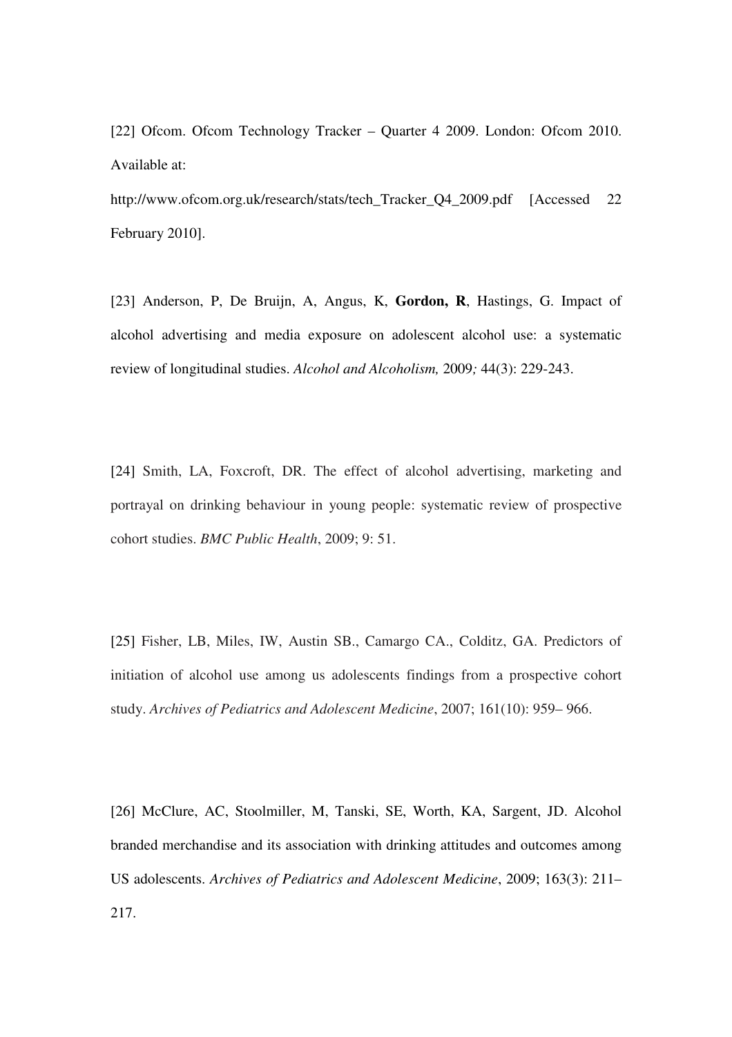[22] Ofcom. Ofcom Technology Tracker – Quarter 4 2009. London: Ofcom 2010. Available at:
http://www.ofcom.org.uk/research/stats/tech_Tracker_Q4_2009.pdf [Accessed 22 February 2010].

[23] Anderson, P, De Bruijn, A, Angus, K, **Gordon, R**, Hastings, G. Impact of alcohol advertising and media exposure on adolescent alcohol use: a systematic review of longitudinal studies. *Alcohol and Alcoholism,* 2009*;* 44(3): 229-243.

[24] Smith, LA, Foxcroft, DR. The effect of alcohol advertising, marketing and portrayal on drinking behaviour in young people: systematic review of prospective cohort studies. *BMC Public Health*, 2009; 9: 51.

[25] Fisher, LB, Miles, IW, Austin SB., Camargo CA., Colditz, GA. Predictors of initiation of alcohol use among us adolescents findings from a prospective cohort study. *Archives of Pediatrics and Adolescent Medicine*, 2007; 161(10): 959– 966.

[26] McClure, AC, Stoolmiller, M, Tanski, SE, Worth, KA, Sargent, JD. Alcohol branded merchandise and its association with drinking attitudes and outcomes among US adolescents. *Archives of Pediatrics and Adolescent Medicine*, 2009; 163(3): 211–217.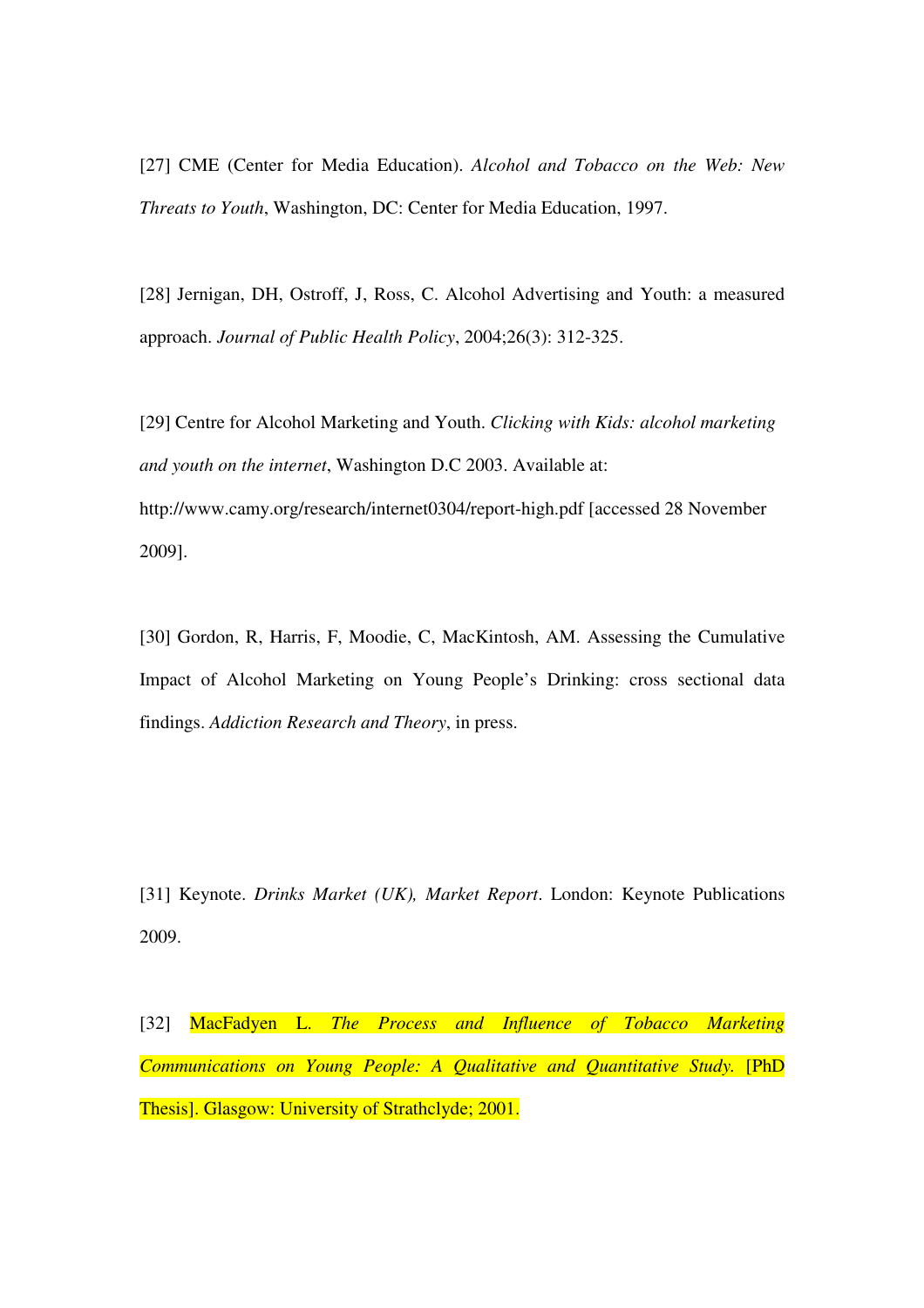[27] CME (Center for Media Education). *Alcohol and Tobacco on the Web: New Threats to Youth*, Washington, DC: Center for Media Education, 1997.

[28] Jernigan, DH, Ostroff, J, Ross, C. Alcohol Advertising and Youth: a measured approach. *Journal of Public Health Policy*, 2004;26(3): 312-325.

[29] Centre for Alcohol Marketing and Youth. *Clicking with Kids: alcohol marketing and youth on the internet*, Washington D.C 2003. Available at: http://www.camy.org/research/internet0304/report-high.pdf [accessed 28 November 2009].

[30] Gordon, R, Harris, F, Moodie, C, MacKintosh, AM. Assessing the Cumulative Impact of Alcohol Marketing on Young People's Drinking: cross sectional data findings. *Addiction Research and Theory*, in press.

[31] Keynote. *Drinks Market (UK), Market Report*. London: Keynote Publications 2009.

[32] MacFadyen L. *The Process and Influence of Tobacco Marketing Communications on Young People: A Qualitative and Quantitative Study.* [PhD Thesis]. Glasgow: University of Strathclyde; 2001.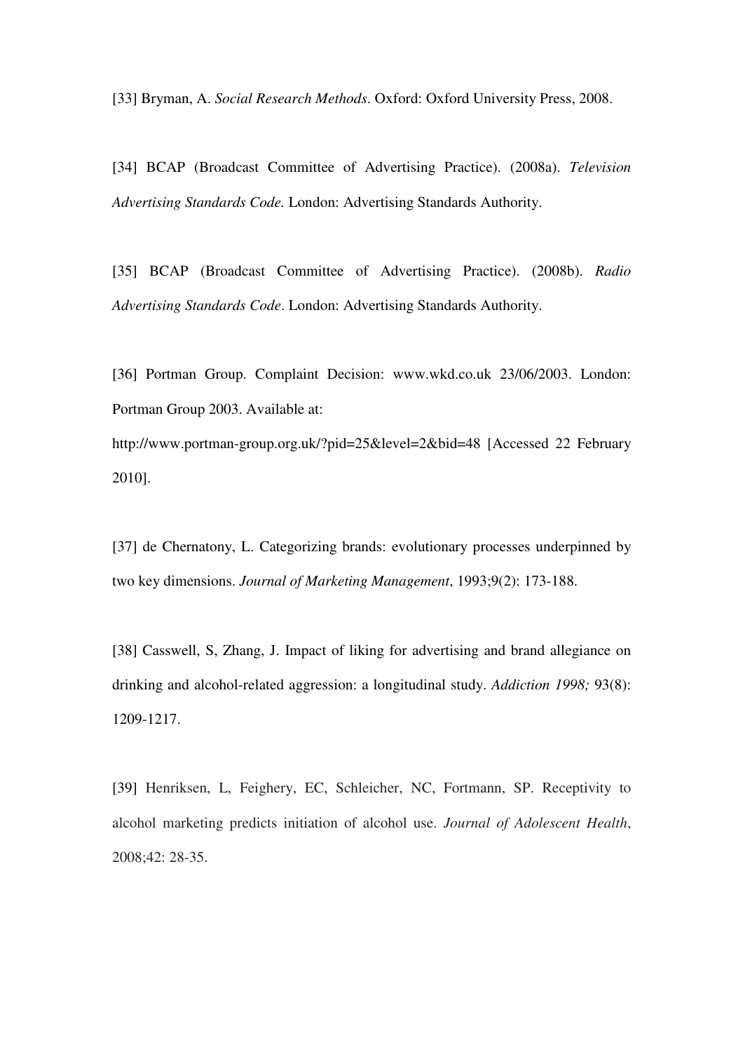[33] Bryman, A. *Social Research Methods*. Oxford: Oxford University Press, 2008.

[34] BCAP (Broadcast Committee of Advertising Practice). (2008a). *Television Advertising Standards Code.* London: Advertising Standards Authority.

[35] BCAP (Broadcast Committee of Advertising Practice). (2008b). *Radio Advertising Standards Code*. London: Advertising Standards Authority.

[36] Portman Group. Complaint Decision: www.wkd.co.uk 23/06/2003. London: Portman Group 2003. Available at: http://www.portman-group.org.uk/?pid=25&level=2&bid=48 [Accessed 22 February 2010].

[37] de Chernatony, L. Categorizing brands: evolutionary processes underpinned by two key dimensions. *Journal of Marketing Management*, 1993;9(2): 173-188.

[38] Casswell, S, Zhang, J. Impact of liking for advertising and brand allegiance on drinking and alcohol-related aggression: a longitudinal study. *Addiction 1998;* 93(8): 1209-1217.

[39] Henriksen, L, Feighery, EC, Schleicher, NC, Fortmann, SP. Receptivity to alcohol marketing predicts initiation of alcohol use. *Journal of Adolescent Health*, 2008;42: 28-35.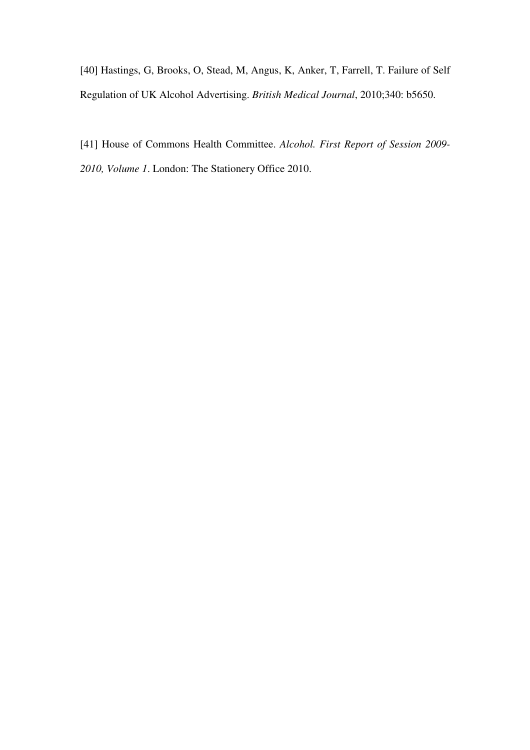[40] Hastings, G, Brooks, O, Stead, M, Angus, K, Anker, T, Farrell, T. Failure of Self Regulation of UK Alcohol Advertising. *British Medical Journal*, 2010;340: b5650.

[41] House of Commons Health Committee. *Alcohol. First Report of Session 2009-2010, Volume 1*. London: The Stationery Office 2010.